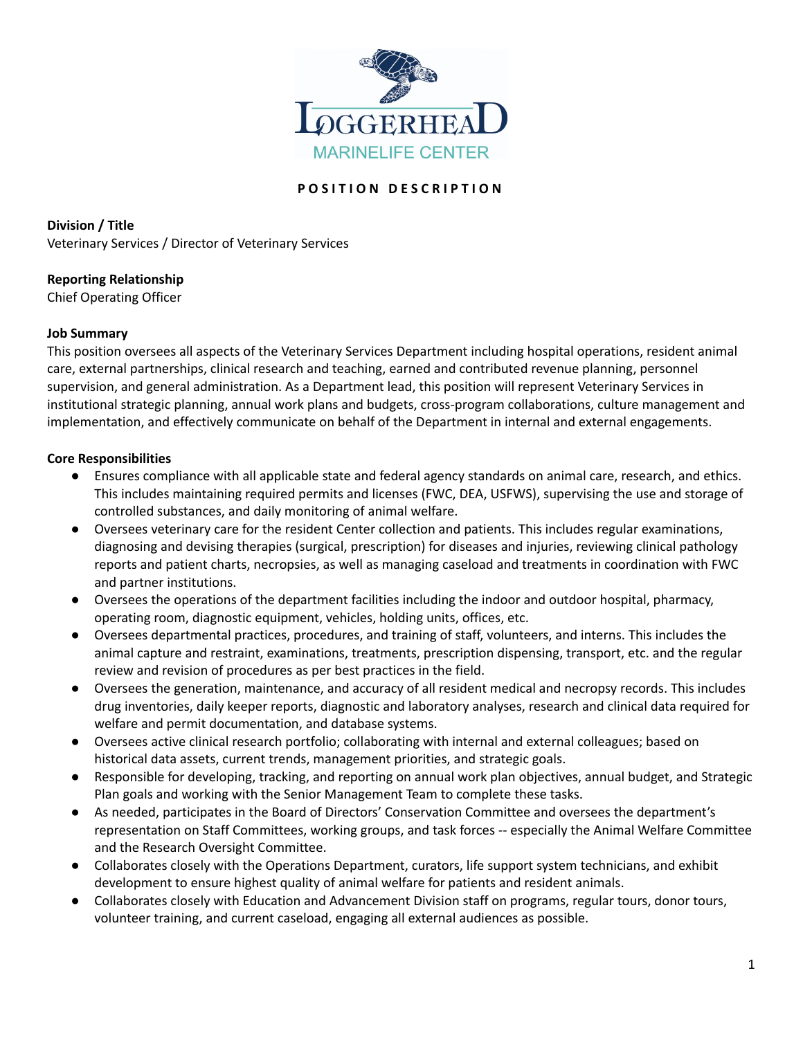LOGGERHEAD MARINELIFE CENTER

# POSITION DESCRIPTION

**Division / Title**
Veterinary Services / Director of Veterinary Services

**Reporting Relationship**
Chief Operating Officer

**Job Summary**
This position oversees all aspects of the Veterinary Services Department including hospital operations, resident animal care, external partnerships, clinical research and teaching, earned and contributed revenue planning, personnel supervision, and general administration. As a Department lead, this position will represent Veterinary Services in institutional strategic planning, annual work plans and budgets, cross-program collaborations, culture management and implementation, and effectively communicate on behalf of the Department in internal and external engagements.

**Core Responsibilities**

- Ensures compliance with all applicable state and federal agency standards on animal care, research, and ethics. This includes maintaining required permits and licenses (FWC, DEA, USFWS), supervising the use and storage of controlled substances, and daily monitoring of animal welfare.
- Oversees veterinary care for the resident Center collection and patients. This includes regular examinations, diagnosing and devising therapies (surgical, prescription) for diseases and injuries, reviewing clinical pathology reports and patient charts, necropsies, as well as managing caseload and treatments in coordination with FWC and partner institutions.
- Oversees the operations of the department facilities including the indoor and outdoor hospital, pharmacy, operating room, diagnostic equipment, vehicles, holding units, offices, etc.
- Oversees departmental practices, procedures, and training of staff, volunteers, and interns. This includes the animal capture and restraint, examinations, treatments, prescription dispensing, transport, etc. and the regular review and revision of procedures as per best practices in the field.
- Oversees the generation, maintenance, and accuracy of all resident medical and necropsy records. This includes drug inventories, daily keeper reports, diagnostic and laboratory analyses, research and clinical data required for welfare and permit documentation, and database systems.
- Oversees active clinical research portfolio; collaborating with internal and external colleagues; based on historical data assets, current trends, management priorities, and strategic goals.
- Responsible for developing, tracking, and reporting on annual work plan objectives, annual budget, and Strategic Plan goals and working with the Senior Management Team to complete these tasks.
- As needed, participates in the Board of Directors' Conservation Committee and oversees the department's representation on Staff Committees, working groups, and task forces -- especially the Animal Welfare Committee and the Research Oversight Committee.
- Collaborates closely with the Operations Department, curators, life support system technicians, and exhibit development to ensure highest quality of animal welfare for patients and resident animals.
- Collaborates closely with Education and Advancement Division staff on programs, regular tours, donor tours, volunteer training, and current caseload, engaging all external audiences as possible.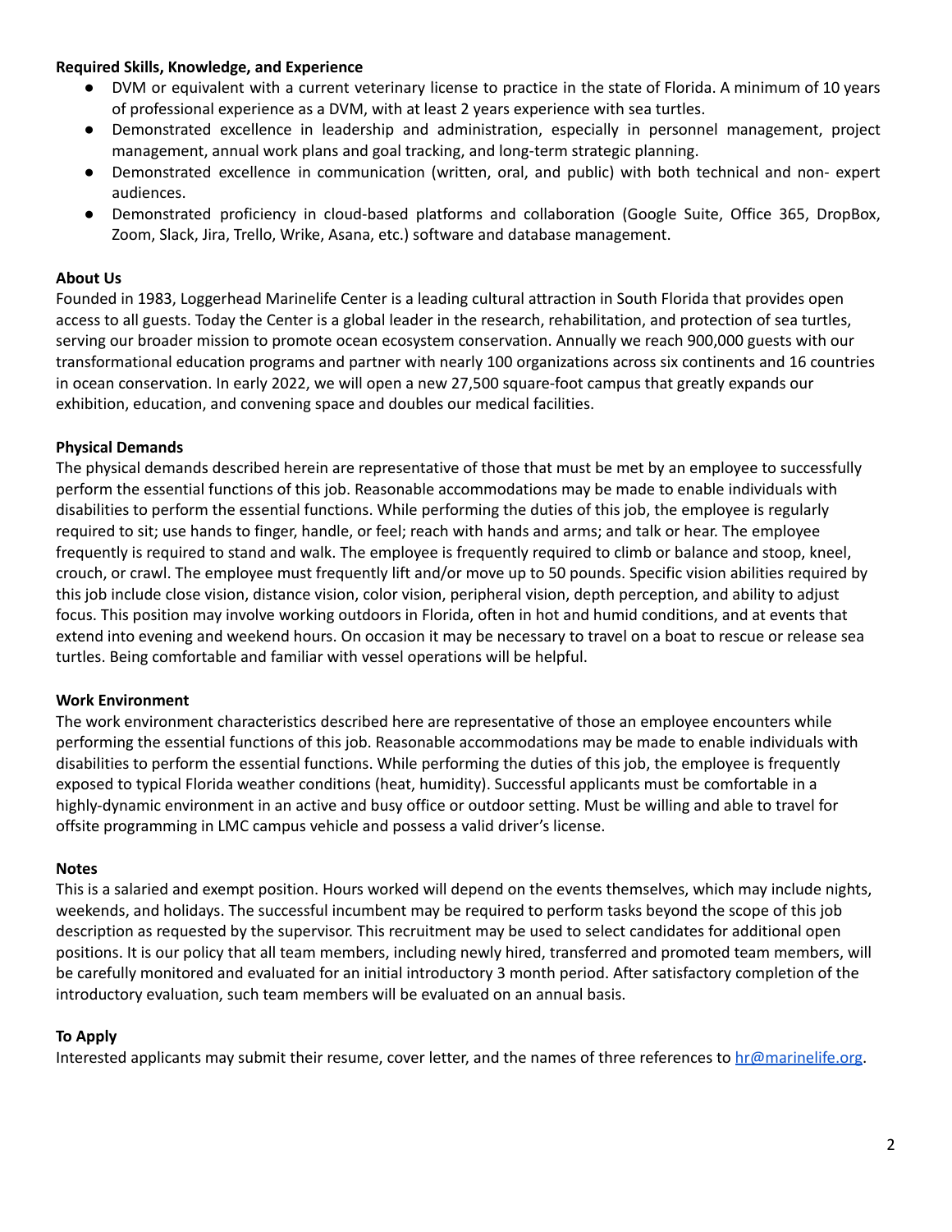**Required Skills, Knowledge, and Experience**

- DVM or equivalent with a current veterinary license to practice in the state of Florida. A minimum of 10 years of professional experience as a DVM, with at least 2 years experience with sea turtles.
- Demonstrated excellence in leadership and administration, especially in personnel management, project management, annual work plans and goal tracking, and long-term strategic planning.
- Demonstrated excellence in communication (written, oral, and public) with both technical and non- expert audiences.
- Demonstrated proficiency in cloud-based platforms and collaboration (Google Suite, Office 365, DropBox, Zoom, Slack, Jira, Trello, Wrike, Asana, etc.) software and database management.

**About Us**

Founded in 1983, Loggerhead Marinelife Center is a leading cultural attraction in South Florida that provides open access to all guests. Today the Center is a global leader in the research, rehabilitation, and protection of sea turtles, serving our broader mission to promote ocean ecosystem conservation. Annually we reach 900,000 guests with our transformational education programs and partner with nearly 100 organizations across six continents and 16 countries in ocean conservation. In early 2022, we will open a new 27,500 square-foot campus that greatly expands our exhibition, education, and convening space and doubles our medical facilities.

**Physical Demands**

The physical demands described herein are representative of those that must be met by an employee to successfully perform the essential functions of this job. Reasonable accommodations may be made to enable individuals with disabilities to perform the essential functions. While performing the duties of this job, the employee is regularly required to sit; use hands to finger, handle, or feel; reach with hands and arms; and talk or hear. The employee frequently is required to stand and walk. The employee is frequently required to climb or balance and stoop, kneel, crouch, or crawl. The employee must frequently lift and/or move up to 50 pounds. Specific vision abilities required by this job include close vision, distance vision, color vision, peripheral vision, depth perception, and ability to adjust focus. This position may involve working outdoors in Florida, often in hot and humid conditions, and at events that extend into evening and weekend hours. On occasion it may be necessary to travel on a boat to rescue or release sea turtles. Being comfortable and familiar with vessel operations will be helpful.

**Work Environment**

The work environment characteristics described here are representative of those an employee encounters while performing the essential functions of this job. Reasonable accommodations may be made to enable individuals with disabilities to perform the essential functions. While performing the duties of this job, the employee is frequently exposed to typical Florida weather conditions (heat, humidity). Successful applicants must be comfortable in a highly-dynamic environment in an active and busy office or outdoor setting. Must be willing and able to travel for offsite programming in LMC campus vehicle and possess a valid driver's license.

**Notes**

This is a salaried and exempt position. Hours worked will depend on the events themselves, which may include nights, weekends, and holidays. The successful incumbent may be required to perform tasks beyond the scope of this job description as requested by the supervisor. This recruitment may be used to select candidates for additional open positions. It is our policy that all team members, including newly hired, transferred and promoted team members, will be carefully monitored and evaluated for an initial introductory 3 month period. After satisfactory completion of the introductory evaluation, such team members will be evaluated on an annual basis.

**To Apply**

Interested applicants may submit their resume, cover letter, and the names of three references to [hr@marinelife.org](mailto:hr@marinelife.org).